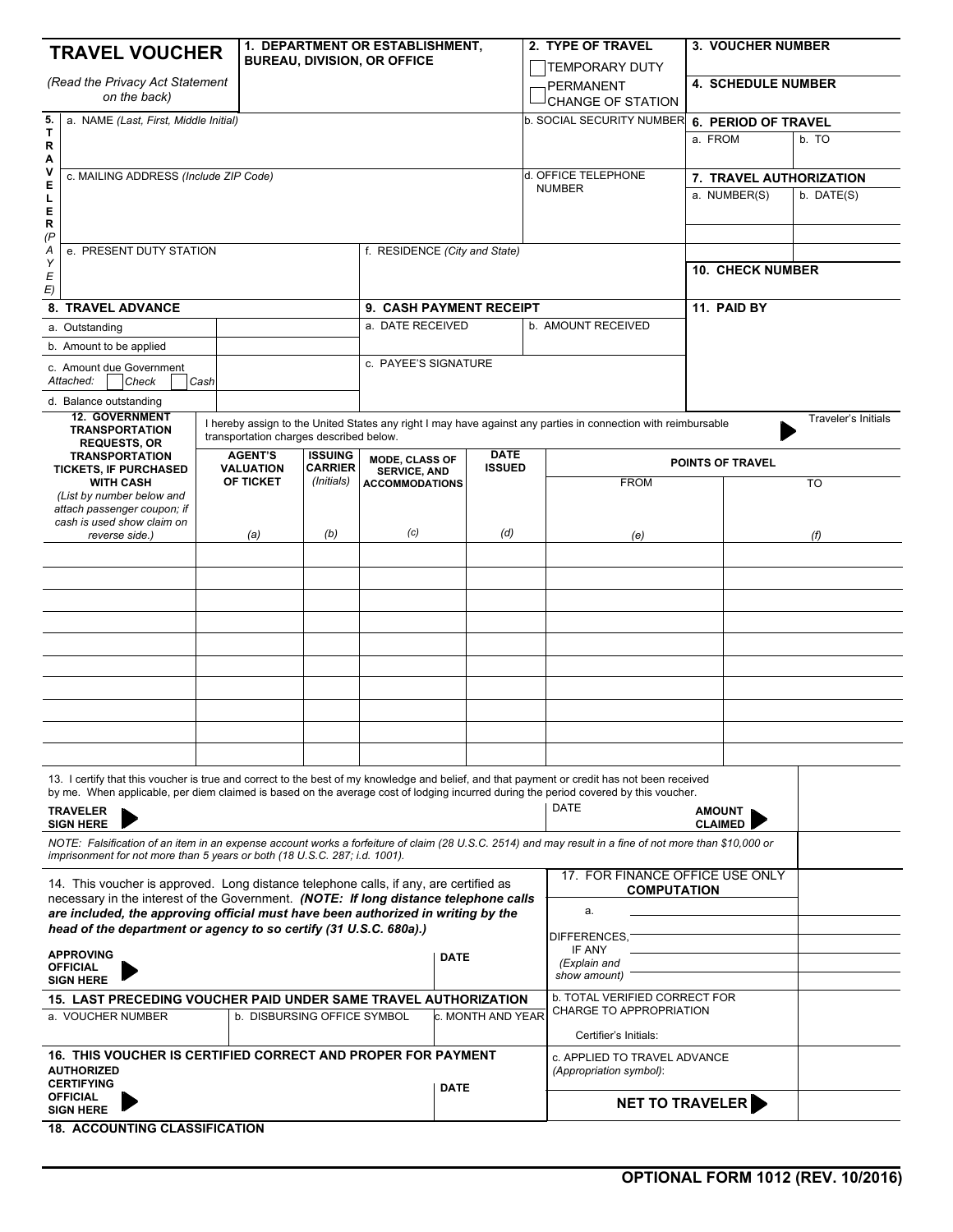# TRAVEL VOUCHER

*(Read the Privacy Act Statement on the back)*

**1. DEPARTMENT OR ESTABLISHMENT, BUREAU, DIVISION, OR OFFICE**

**2. TYPE OF TRAVEL**

☐ TEMPORARY DUTY

☐ PERMANENT CHANGE OF STATION

**3. VOUCHER NUMBER**

**4. SCHEDULE NUMBER**

**5. TRAVELER *(PAYEE)***

a. NAME *(Last, First, Middle Initial)*

b. SOCIAL SECURITY NUMBER

c. MAILING ADDRESS *(Include ZIP Code)*

d. OFFICE TELEPHONE NUMBER

e. PRESENT DUTY STATION

f. RESIDENCE *(City and State)*

**6. PERIOD OF TRAVEL**

| a. FROM | b. TO |
|---|---|
| | |

**7. TRAVEL AUTHORIZATION**

| a. NUMBER(S) | b. DATE(S) |
|---|---|
| | |
| | |

**10. CHECK NUMBER**

**8. TRAVEL ADVANCE**

| | |
|---|---|
| a. Outstanding | |
| b. Amount to be applied | |
| c. Amount due Government Attached: ☐ Check ☐ Cash | |
| d. Balance outstanding | |

**9. CASH PAYMENT RECEIPT**

a. DATE RECEIVED

b. AMOUNT RECEIVED

c. PAYEE'S SIGNATURE

**11. PAID BY**

**12. GOVERNMENT TRANSPORTATION REQUESTS, OR TRANSPORTATION TICKETS, IF PURCHASED WITH CASH** *(List by number below and attach passenger coupon; if cash is used show claim on reverse side.)*

I hereby assign to the United States any right I may have against any parties in connection with reimbursable transportation charges described below. ▶ Traveler's Initials

| | AGENT'S VALUATION OF TICKET (a) | ISSUING CARRIER *(Initials)* (b) | MODE, CLASS OF SERVICE, AND ACCOMMODATIONS (c) | DATE ISSUED (d) | POINTS OF TRAVEL FROM (e) | POINTS OF TRAVEL TO (f) |
|---|---|---|---|---|---|---|
| | | | | | | |
| | | | | | | |
| | | | | | | |
| | | | | | | |
| | | | | | | |
| | | | | | | |
| | | | | | | |
| | | | | | | |
| | | | | | | |

13. I certify that this voucher is true and correct to the best of my knowledge and belief, and that payment or credit has not been received by me. When applicable, per diem claimed is based on the average cost of lodging incurred during the period covered by this voucher.

**TRAVELER SIGN HERE** ▶ DATE **AMOUNT CLAIMED** ▶

*NOTE: Falsification of an item in an expense account works a forfeiture of claim (28 U.S.C. 2514) and may result in a fine of not more than $10,000 or imprisonment for not more than 5 years or both (18 U.S.C. 287; i.d. 1001).*

14. This voucher is approved. Long distance telephone calls, if any, are certified as necessary in the interest of the Government. ***(NOTE: If long distance telephone calls are included, the approving official must have been authorized in writing by the head of the department or agency to so certify (31 U.S.C. 680a).)***

**APPROVING OFFICIAL SIGN HERE** ▶ **DATE**

**15. LAST PRECEDING VOUCHER PAID UNDER SAME TRAVEL AUTHORIZATION**

| a. VOUCHER NUMBER | b. DISBURSING OFFICE SYMBOL | c. MONTH AND YEAR |
|---|---|---|
| | | |

**16. THIS VOUCHER IS CERTIFIED CORRECT AND PROPER FOR PAYMENT**

**AUTHORIZED CERTIFYING OFFICIAL SIGN HERE** ▶ **DATE**

**17. FOR FINANCE OFFICE USE ONLY**

**COMPUTATION**

a.

DIFFERENCES, IF ANY *(Explain and show amount)*

b. TOTAL VERIFIED CORRECT FOR CHARGE TO APPROPRIATION

Certifier's Initials:

c. APPLIED TO TRAVEL ADVANCE *(Appropriation symbol)*:

**NET TO TRAVELER** ▶

**18. ACCOUNTING CLASSIFICATION**

**OPTIONAL FORM 1012 (REV. 10/2016)**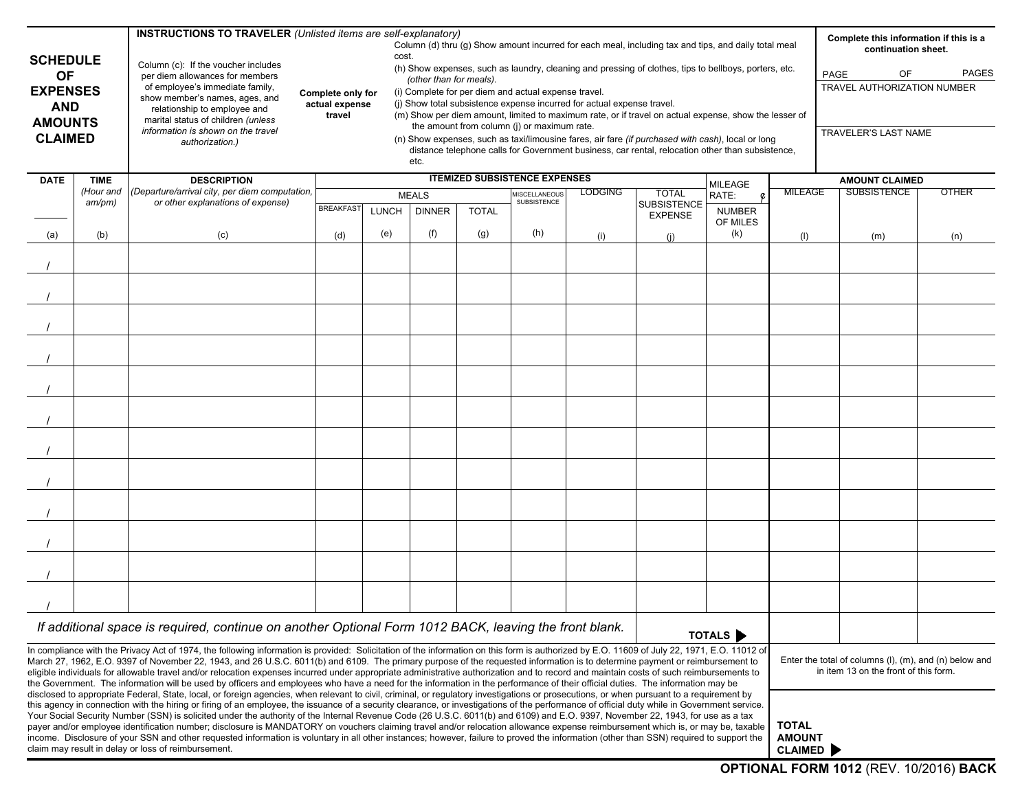# SCHEDULE OF EXPENSES AND AMOUNTS CLAIMED

**INSTRUCTIONS TO TRAVELER** *(Unlisted items are self-explanatory)*

Column (c): If the voucher includes per diem allowances for members of employee's immediate family, show member's names, ages, and relationship to employee and marital status of children *(unless information is shown on the travel authorization.)*

**Complete only for actual expense travel**

Column (d) thru (g) Show amount incurred for each meal, including tax and tips, and daily total meal cost.
(h) Show expenses, such as laundry, cleaning and pressing of clothes, tips to bellboys, porters, etc. *(other than for meals)*.
(i) Complete for per diem and actual expense travel.
(j) Show total subsistence expense incurred for actual expense travel.
(m) Show per diem amount, limited to maximum rate, or if travel on actual expense, show the lesser of the amount from column (j) or maximum rate.
(n) Show expenses, such as taxi/limousine fares, air fare *(if purchased with cash)*, local or long distance telephone calls for Government business, car rental, relocation other than subsistence, etc.

**Complete this information if this is a continuation sheet.**

PAGE ____ OF ____ PAGES

TRAVEL AUTHORIZATION NUMBER

TRAVELER'S LAST NAME

| DATE (a) | TIME (Hour and am/pm) (b) | DESCRIPTION (Departure/arrival city, per diem computation, or other explanations of expense) (c) | ITEMIZED SUBSISTENCE EXPENSES: MEALS - BREAKFAST (d) | LUNCH (e) | DINNER (f) | TOTAL (g) | MISCELLANEOUS SUBSISTENCE (h) | LODGING (i) | TOTAL SUBSISTENCE EXPENSE (j) | MILEAGE RATE: ¢ NUMBER OF MILES (k) | AMOUNT CLAIMED: MILEAGE (l) | SUBSISTENCE (m) | OTHER (n) |
|---|---|---|---|---|---|---|---|---|---|---|---|---|---|
| / | | | | | | | | | | | | | |
| / | | | | | | | | | | | | | |
| / | | | | | | | | | | | | | |
| / | | | | | | | | | | | | | |
| / | | | | | | | | | | | | | |
| / | | | | | | | | | | | | | |
| / | | | | | | | | | | | | | |
| / | | | | | | | | | | | | | |
| / | | | | | | | | | | | | | |
| / | | | | | | | | | | | | | |
| / | | | | | | | | | | | | | |
| / | | | | | | | | | | | | | |
| | | | | | | | | | | TOTALS ▶ | | | |

*If additional space is required, continue on another Optional Form 1012 BACK, leaving the front blank.*

In compliance with the Privacy Act of 1974, the following information is provided: Solicitation of the information on this form is authorized by E.O. 11609 of July 22, 1971, E.O. 11012 of March 27, 1962, E.O. 9397 of November 22, 1943, and 26 U.S.C. 6011(b) and 6109. The primary purpose of the requested information is to determine payment or reimbursement to eligible individuals for allowable travel and/or relocation expenses incurred under appropriate administrative authorization and to record and maintain costs of such reimbursements to the Government. The information will be used by officers and employees who have a need for the information in the performance of their official duties. The information may be disclosed to appropriate Federal, State, local, or foreign agencies, when relevant to civil, criminal, or regulatory investigations or prosecutions, or when pursuant to a requirement by this agency in connection with the hiring or firing of an employee, the issuance of a security clearance, or investigations of the performance of official duty while in Government service. Your Social Security Number (SSN) is solicited under the authority of the Internal Revenue Code (26 U.S.C. 6011(b) and 6109) and E.O. 9397, November 22, 1943, for use as a tax payer and/or employee identification number; disclosure is MANDATORY on vouchers claiming travel and/or relocation allowance expense reimbursement which is, or may be, taxable income. Disclosure of your SSN and other requested information is voluntary in all other instances; however, failure to proved the information (other than SSN) required to support the claim may result in delay or loss of reimbursement.

Enter the total of columns (l), (m), and (n) below and in item 13 on the front of this form.

**TOTAL AMOUNT CLAIMED** ▶

**OPTIONAL FORM 1012** (REV. 10/2016) **BACK**